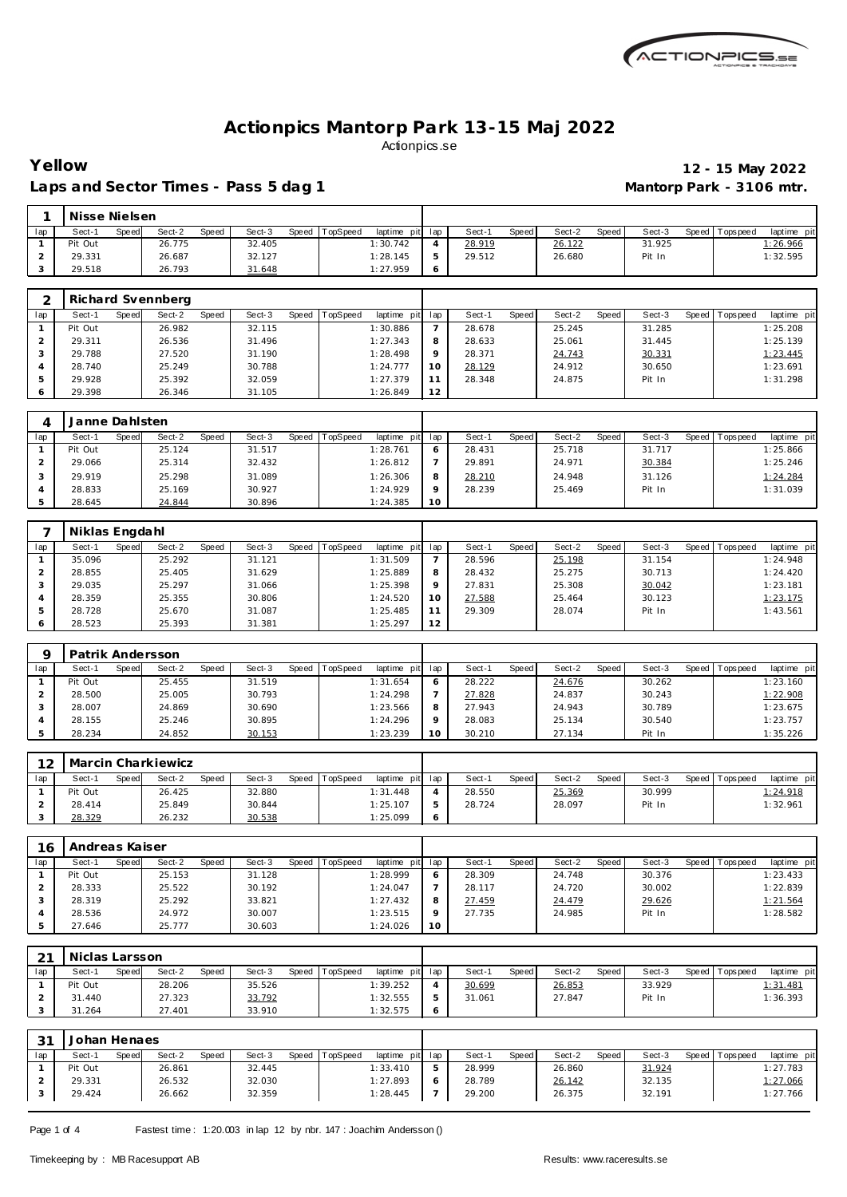# Actionpics Mantorp Park 13-15 Maj 2022

Actionpics.se

**Yellow** — **12 - 15 May 2022**

**Laps and Sector Times - Pass 5 dag 1** — **Mantorp Park - 3106 mtr.**

**1 Nisse Nielsen**

| lap | Sect-1 | Speed | Sect-2 | Speed | Sect-3 | Speed | TopSpeed | laptime pit | lap | Sect-1 | Speed | Sect-2 | Speed | Sect-3 | Speed | Topspeed | laptime pit |
|---|---|---|---|---|---|---|---|---|---|---|---|---|---|---|---|---|---|
| 1 | Pit Out | | 26.775 | | 32.405 | | | 1:30.742 | 4 | 28.919 | | 26.122 | | 31.925 | | | 1:26.966 |
| 2 | 29.331 | | 26.687 | | 32.127 | | | 1:28.145 | 5 | 29.512 | | 26.680 | | Pit In | | | 1:32.595 |
| 3 | 29.518 | | 26.793 | | 31.648 | | | 1:27.959 | 6 | | | | | | | | |

**2 Richard Svennberg**

| lap | Sect-1 | Speed | Sect-2 | Speed | Sect-3 | Speed | TopSpeed | laptime pit | lap | Sect-1 | Speed | Sect-2 | Speed | Sect-3 | Speed | Topspeed | laptime pit |
|---|---|---|---|---|---|---|---|---|---|---|---|---|---|---|---|---|---|
| 1 | Pit Out | | 26.982 | | 32.115 | | | 1:30.886 | 7 | 28.678 | | 25.245 | | 31.285 | | | 1:25.208 |
| 2 | 29.311 | | 26.536 | | 31.496 | | | 1:27.343 | 8 | 28.633 | | 25.061 | | 31.445 | | | 1:25.139 |
| 3 | 29.788 | | 27.520 | | 31.190 | | | 1:28.498 | 9 | 28.371 | | 24.743 | | 30.331 | | | 1:23.445 |
| 4 | 28.740 | | 25.249 | | 30.788 | | | 1:24.777 | 10 | 28.129 | | 24.912 | | 30.650 | | | 1:23.691 |
| 5 | 29.928 | | 25.392 | | 32.059 | | | 1:27.379 | 11 | 28.348 | | 24.875 | | Pit In | | | 1:31.298 |
| 6 | 29.398 | | 26.346 | | 31.105 | | | 1:26.849 | 12 | | | | | | | | |

**4 Janne Dahlsten**

| lap | Sect-1 | Speed | Sect-2 | Speed | Sect-3 | Speed | TopSpeed | laptime pit | lap | Sect-1 | Speed | Sect-2 | Speed | Sect-3 | Speed | Topspeed | laptime pit |
|---|---|---|---|---|---|---|---|---|---|---|---|---|---|---|---|---|---|
| 1 | Pit Out | | 25.124 | | 31.517 | | | 1:28.761 | 6 | 28.431 | | 25.718 | | 31.717 | | | 1:25.866 |
| 2 | 29.066 | | 25.314 | | 32.432 | | | 1:26.812 | 7 | 29.891 | | 24.971 | | 30.384 | | | 1:25.246 |
| 3 | 29.919 | | 25.298 | | 31.089 | | | 1:26.306 | 8 | 28.210 | | 24.948 | | 31.126 | | | 1:24.284 |
| 4 | 28.833 | | 25.169 | | 30.927 | | | 1:24.929 | 9 | 28.239 | | 25.469 | | Pit In | | | 1:31.039 |
| 5 | 28.645 | | 24.844 | | 30.896 | | | 1:24.385 | 10 | | | | | | | | |

**7 Niklas Engdahl**

| lap | Sect-1 | Speed | Sect-2 | Speed | Sect-3 | Speed | TopSpeed | laptime pit | lap | Sect-1 | Speed | Sect-2 | Speed | Sect-3 | Speed | Topspeed | laptime pit |
|---|---|---|---|---|---|---|---|---|---|---|---|---|---|---|---|---|---|
| 1 | 35.096 | | 25.292 | | 31.121 | | | 1:31.509 | 7 | 28.596 | | 25.198 | | 31.154 | | | 1:24.948 |
| 2 | 28.855 | | 25.405 | | 31.629 | | | 1:25.889 | 8 | 28.432 | | 25.275 | | 30.713 | | | 1:24.420 |
| 3 | 29.035 | | 25.297 | | 31.066 | | | 1:25.398 | 9 | 27.831 | | 25.308 | | 30.042 | | | 1:23.181 |
| 4 | 28.359 | | 25.355 | | 30.806 | | | 1:24.520 | 10 | 27.588 | | 25.464 | | 30.123 | | | 1:23.175 |
| 5 | 28.728 | | 25.670 | | 31.087 | | | 1:25.485 | 11 | 29.309 | | 28.074 | | Pit In | | | 1:43.561 |
| 6 | 28.523 | | 25.393 | | 31.381 | | | 1:25.297 | 12 | | | | | | | | |

**9 Patrik Andersson**

| lap | Sect-1 | Speed | Sect-2 | Speed | Sect-3 | Speed | TopSpeed | laptime pit | lap | Sect-1 | Speed | Sect-2 | Speed | Sect-3 | Speed | Topspeed | laptime pit |
|---|---|---|---|---|---|---|---|---|---|---|---|---|---|---|---|---|---|
| 1 | Pit Out | | 25.455 | | 31.519 | | | 1:31.654 | 6 | 28.222 | | 24.676 | | 30.262 | | | 1:23.160 |
| 2 | 28.500 | | 25.005 | | 30.793 | | | 1:24.298 | 7 | 27.828 | | 24.837 | | 30.243 | | | 1:22.908 |
| 3 | 28.007 | | 24.869 | | 30.690 | | | 1:23.566 | 8 | 27.943 | | 24.943 | | 30.789 | | | 1:23.675 |
| 4 | 28.155 | | 25.246 | | 30.895 | | | 1:24.296 | 9 | 28.083 | | 25.134 | | 30.540 | | | 1:23.757 |
| 5 | 28.234 | | 24.852 | | 30.153 | | | 1:23.239 | 10 | 30.210 | | 27.134 | | Pit In | | | 1:35.226 |

**12 Marcin Charkiewicz**

| lap | Sect-1 | Speed | Sect-2 | Speed | Sect-3 | Speed | TopSpeed | laptime pit | lap | Sect-1 | Speed | Sect-2 | Speed | Sect-3 | Speed | Topspeed | laptime pit |
|---|---|---|---|---|---|---|---|---|---|---|---|---|---|---|---|---|---|
| 1 | Pit Out | | 26.425 | | 32.880 | | | 1:31.448 | 4 | 28.550 | | 25.369 | | 30.999 | | | 1:24.918 |
| 2 | 28.414 | | 25.849 | | 30.844 | | | 1:25.107 | 5 | 28.724 | | 28.097 | | Pit In | | | 1:32.961 |
| 3 | 28.329 | | 26.232 | | 30.538 | | | 1:25.099 | 6 | | | | | | | | |

**16 Andreas Kaiser**

| lap | Sect-1 | Speed | Sect-2 | Speed | Sect-3 | Speed | TopSpeed | laptime pit | lap | Sect-1 | Speed | Sect-2 | Speed | Sect-3 | Speed | Topspeed | laptime pit |
|---|---|---|---|---|---|---|---|---|---|---|---|---|---|---|---|---|---|
| 1 | Pit Out | | 25.153 | | 31.128 | | | 1:28.999 | 6 | 28.309 | | 24.748 | | 30.376 | | | 1:23.433 |
| 2 | 28.333 | | 25.522 | | 30.192 | | | 1:24.047 | 7 | 28.117 | | 24.720 | | 30.002 | | | 1:22.839 |
| 3 | 28.319 | | 25.292 | | 33.821 | | | 1:27.432 | 8 | 27.459 | | 24.479 | | 29.626 | | | 1:21.564 |
| 4 | 28.536 | | 24.972 | | 30.007 | | | 1:23.515 | 9 | 27.735 | | 24.985 | | Pit In | | | 1:28.582 |
| 5 | 27.646 | | 25.777 | | 30.603 | | | 1:24.026 | 10 | | | | | | | | |

**21 Niclas Larsson**

| lap | Sect-1 | Speed | Sect-2 | Speed | Sect-3 | Speed | TopSpeed | laptime pit | lap | Sect-1 | Speed | Sect-2 | Speed | Sect-3 | Speed | Topspeed | laptime pit |
|---|---|---|---|---|---|---|---|---|---|---|---|---|---|---|---|---|---|
| 1 | Pit Out | | 28.206 | | 35.526 | | | 1:39.252 | 4 | 30.699 | | 26.853 | | 33.929 | | | 1:31.481 |
| 2 | 31.440 | | 27.323 | | 33.792 | | | 1:32.555 | 5 | 31.061 | | 27.847 | | Pit In | | | 1:36.393 |
| 3 | 31.264 | | 27.401 | | 33.910 | | | 1:32.575 | 6 | | | | | | | | |

**31 Johan Henaes**

| lap | Sect-1 | Speed | Sect-2 | Speed | Sect-3 | Speed | TopSpeed | laptime pit | lap | Sect-1 | Speed | Sect-2 | Speed | Sect-3 | Speed | Topspeed | laptime pit |
|---|---|---|---|---|---|---|---|---|---|---|---|---|---|---|---|---|---|
| 1 | Pit Out | | 26.861 | | 32.445 | | | 1:33.410 | 5 | 28.999 | | 26.860 | | 31.924 | | | 1:27.783 |
| 2 | 29.331 | | 26.532 | | 32.030 | | | 1:27.893 | 6 | 28.789 | | 26.142 | | 32.135 | | | 1:27.066 |
| 3 | 29.424 | | 26.662 | | 32.359 | | | 1:28.445 | 7 | 29.200 | | 26.375 | | 32.191 | | | 1:27.766 |

Fastest time : 1:20.003 in lap 12 by nbr. 147 : Joachim Andersson ()

Timekeeping by : MB Racesupport AB — Results: www.raceresults.se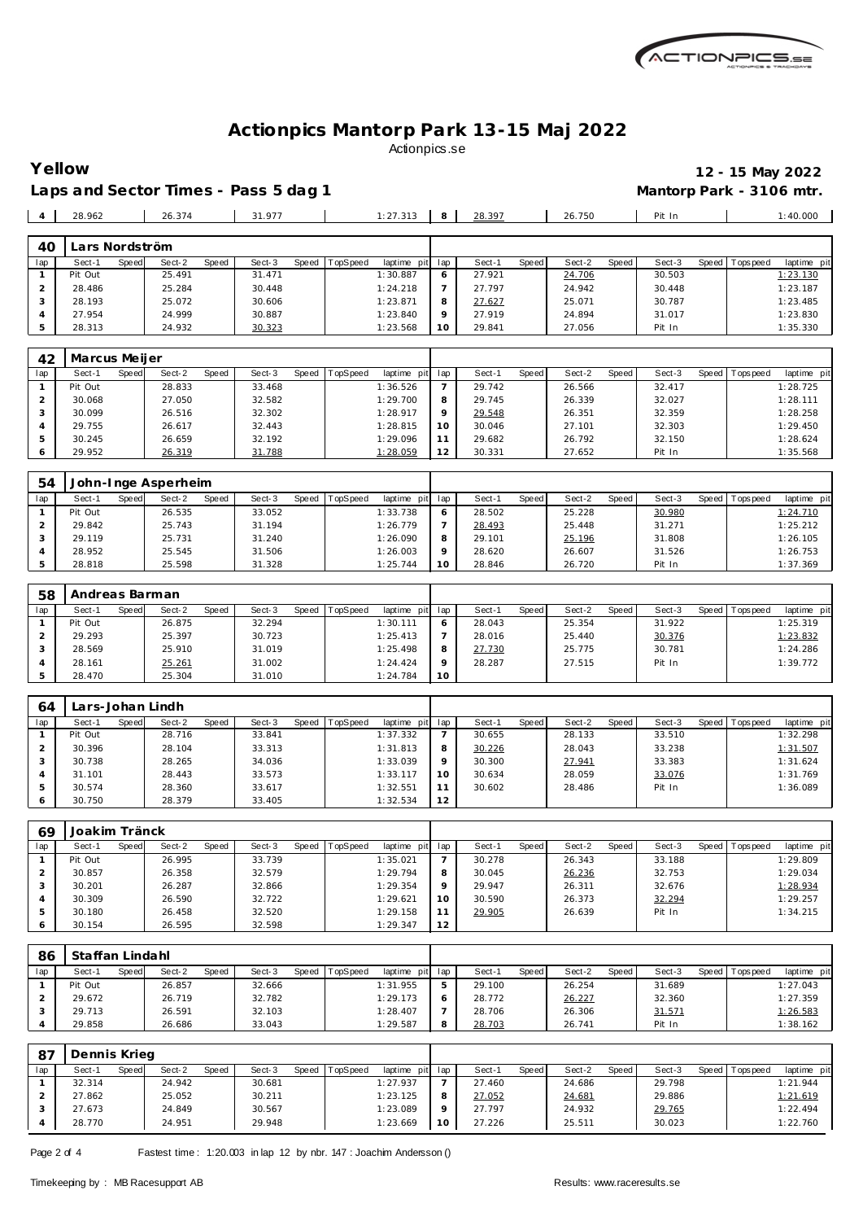# Actionpics Mantorp Park 13-15 Maj 2022

Actionpics.se

**Yellow** **12 - 15 May 2022**

**Laps and Sector Times - Pass 5 dag 1** **Mantorp Park - 3106 mtr.**

| 4 | 28.962 | | 26.374 | | 31.977 | | | 1:27.313 | 8 | 28.397 | | 26.750 | | Pit In | | | 1:40.000 |
|---|---|---|---|---|---|---|---|---|---|---|---|---|---|---|---|---|---|

| 40 | Lars Nordström | | | | | | | | | | | | | | | | |
|---|---|---|---|---|---|---|---|---|---|---|---|---|---|---|---|---|---|
| lap | Sect-1 | Speed | Sect-2 | Speed | Sect-3 | Speed | TopSpeed | laptime pit | lap | Sect-1 | Speed | Sect-2 | Speed | Sect-3 | Speed | Topspeed | laptime pit |
| 1 | Pit Out | | 25.491 | | 31.471 | | | 1:30.887 | 6 | 27.921 | | 24.706 | | 30.503 | | | 1:23.130 |
| 2 | 28.486 | | 25.284 | | 30.448 | | | 1:24.218 | 7 | 27.797 | | 24.942 | | 30.448 | | | 1:23.187 |
| 3 | 28.193 | | 25.072 | | 30.606 | | | 1:23.871 | 8 | 27.627 | | 25.071 | | 30.787 | | | 1:23.485 |
| 4 | 27.954 | | 24.999 | | 30.887 | | | 1:23.840 | 9 | 27.919 | | 24.894 | | 31.017 | | | 1:23.830 |
| 5 | 28.313 | | 24.932 | | 30.323 | | | 1:23.568 | 10 | 29.841 | | 27.056 | | Pit In | | | 1:35.330 |

| 42 | Marcus Meijer | | | | | | | | | | | | | | | | |
|---|---|---|---|---|---|---|---|---|---|---|---|---|---|---|---|---|---|
| lap | Sect-1 | Speed | Sect-2 | Speed | Sect-3 | Speed | TopSpeed | laptime pit | lap | Sect-1 | Speed | Sect-2 | Speed | Sect-3 | Speed | Topspeed | laptime pit |
| 1 | Pit Out | | 28.833 | | 33.468 | | | 1:36.526 | 7 | 29.742 | | 26.566 | | 32.417 | | | 1:28.725 |
| 2 | 30.068 | | 27.050 | | 32.582 | | | 1:29.700 | 8 | 29.745 | | 26.339 | | 32.027 | | | 1:28.111 |
| 3 | 30.099 | | 26.516 | | 32.302 | | | 1:28.917 | 9 | 29.548 | | 26.351 | | 32.359 | | | 1:28.258 |
| 4 | 29.755 | | 26.617 | | 32.443 | | | 1:28.815 | 10 | 30.046 | | 27.101 | | 32.303 | | | 1:29.450 |
| 5 | 30.245 | | 26.659 | | 32.192 | | | 1:29.096 | 11 | 29.682 | | 26.792 | | 32.150 | | | 1:28.624 |
| 6 | 29.952 | | 26.319 | | 31.788 | | | 1:28.059 | 12 | 30.331 | | 27.652 | | Pit In | | | 1:35.568 |

| 54 | John-Inge Asperheim | | | | | | | | | | | | | | | | |
|---|---|---|---|---|---|---|---|---|---|---|---|---|---|---|---|---|---|
| lap | Sect-1 | Speed | Sect-2 | Speed | Sect-3 | Speed | TopSpeed | laptime pit | lap | Sect-1 | Speed | Sect-2 | Speed | Sect-3 | Speed | Topspeed | laptime pit |
| 1 | Pit Out | | 26.535 | | 33.052 | | | 1:33.738 | 6 | 28.502 | | 25.228 | | 30.980 | | | 1:24.710 |
| 2 | 29.842 | | 25.743 | | 31.194 | | | 1:26.779 | 7 | 28.493 | | 25.448 | | 31.271 | | | 1:25.212 |
| 3 | 29.119 | | 25.731 | | 31.240 | | | 1:26.090 | 8 | 29.101 | | 25.196 | | 31.808 | | | 1:26.105 |
| 4 | 28.952 | | 25.545 | | 31.506 | | | 1:26.003 | 9 | 28.620 | | 26.607 | | 31.526 | | | 1:26.753 |
| 5 | 28.818 | | 25.598 | | 31.328 | | | 1:25.744 | 10 | 28.846 | | 26.720 | | Pit In | | | 1:37.369 |

| 58 | Andreas Barman | | | | | | | | | | | | | | | | |
|---|---|---|---|---|---|---|---|---|---|---|---|---|---|---|---|---|---|
| lap | Sect-1 | Speed | Sect-2 | Speed | Sect-3 | Speed | TopSpeed | laptime pit | lap | Sect-1 | Speed | Sect-2 | Speed | Sect-3 | Speed | Topspeed | laptime pit |
| 1 | Pit Out | | 26.875 | | 32.294 | | | 1:30.111 | 6 | 28.043 | | 25.354 | | 31.922 | | | 1:25.319 |
| 2 | 29.293 | | 25.397 | | 30.723 | | | 1:25.413 | 7 | 28.016 | | 25.440 | | 30.376 | | | 1:23.832 |
| 3 | 28.569 | | 25.910 | | 31.019 | | | 1:25.498 | 8 | 27.730 | | 25.775 | | 30.781 | | | 1:24.286 |
| 4 | 28.161 | | 25.261 | | 31.002 | | | 1:24.424 | 9 | 28.287 | | 27.515 | | Pit In | | | 1:39.772 |
| 5 | 28.470 | | 25.304 | | 31.010 | | | 1:24.784 | 10 | | | | | | | | |

| 64 | Lars-Johan Lindh | | | | | | | | | | | | | | | | |
|---|---|---|---|---|---|---|---|---|---|---|---|---|---|---|---|---|---|
| lap | Sect-1 | Speed | Sect-2 | Speed | Sect-3 | Speed | TopSpeed | laptime pit | lap | Sect-1 | Speed | Sect-2 | Speed | Sect-3 | Speed | Topspeed | laptime pit |
| 1 | Pit Out | | 28.716 | | 33.841 | | | 1:37.332 | 7 | 30.655 | | 28.133 | | 33.510 | | | 1:32.298 |
| 2 | 30.396 | | 28.104 | | 33.313 | | | 1:31.813 | 8 | 30.226 | | 28.043 | | 33.238 | | | 1:31.507 |
| 3 | 30.738 | | 28.265 | | 34.036 | | | 1:33.039 | 9 | 30.300 | | 27.941 | | 33.383 | | | 1:31.624 |
| 4 | 31.101 | | 28.443 | | 33.573 | | | 1:33.117 | 10 | 30.634 | | 28.059 | | 33.076 | | | 1:31.769 |
| 5 | 30.574 | | 28.360 | | 33.617 | | | 1:32.551 | 11 | 30.602 | | 28.486 | | Pit In | | | 1:36.089 |
| 6 | 30.750 | | 28.379 | | 33.405 | | | 1:32.534 | 12 | | | | | | | | |

| 69 | Joakim Tränck | | | | | | | | | | | | | | | | |
|---|---|---|---|---|---|---|---|---|---|---|---|---|---|---|---|---|---|
| lap | Sect-1 | Speed | Sect-2 | Speed | Sect-3 | Speed | TopSpeed | laptime pit | lap | Sect-1 | Speed | Sect-2 | Speed | Sect-3 | Speed | Topspeed | laptime pit |
| 1 | Pit Out | | 26.995 | | 33.739 | | | 1:35.021 | 7 | 30.278 | | 26.343 | | 33.188 | | | 1:29.809 |
| 2 | 30.857 | | 26.358 | | 32.579 | | | 1:29.794 | 8 | 30.045 | | 26.236 | | 32.753 | | | 1:29.034 |
| 3 | 30.201 | | 26.287 | | 32.866 | | | 1:29.354 | 9 | 29.947 | | 26.311 | | 32.676 | | | 1:28.934 |
| 4 | 30.309 | | 26.590 | | 32.722 | | | 1:29.621 | 10 | 30.590 | | 26.373 | | 32.294 | | | 1:29.257 |
| 5 | 30.180 | | 26.458 | | 32.520 | | | 1:29.158 | 11 | 29.905 | | 26.639 | | Pit In | | | 1:34.215 |
| 6 | 30.154 | | 26.595 | | 32.598 | | | 1:29.347 | 12 | | | | | | | | |

| 86 | Staffan Lindahl | | | | | | | | | | | | | | | | |
|---|---|---|---|---|---|---|---|---|---|---|---|---|---|---|---|---|---|
| lap | Sect-1 | Speed | Sect-2 | Speed | Sect-3 | Speed | TopSpeed | laptime pit | lap | Sect-1 | Speed | Sect-2 | Speed | Sect-3 | Speed | Topspeed | laptime pit |
| 1 | Pit Out | | 26.857 | | 32.666 | | | 1:31.955 | 5 | 29.100 | | 26.254 | | 31.689 | | | 1:27.043 |
| 2 | 29.672 | | 26.719 | | 32.782 | | | 1:29.173 | 6 | 28.772 | | 26.227 | | 32.360 | | | 1:27.359 |
| 3 | 29.713 | | 26.591 | | 32.103 | | | 1:28.407 | 7 | 28.706 | | 26.306 | | 31.571 | | | 1:26.583 |
| 4 | 29.858 | | 26.686 | | 33.043 | | | 1:29.587 | 8 | 28.703 | | 26.741 | | Pit In | | | 1:38.162 |

| 87 | Dennis Krieg | | | | | | | | | | | | | | | | |
|---|---|---|---|---|---|---|---|---|---|---|---|---|---|---|---|---|---|
| lap | Sect-1 | Speed | Sect-2 | Speed | Sect-3 | Speed | TopSpeed | laptime pit | lap | Sect-1 | Speed | Sect-2 | Speed | Sect-3 | Speed | Topspeed | laptime pit |
| 1 | 32.314 | | 24.942 | | 30.681 | | | 1:27.937 | 7 | 27.460 | | 24.686 | | 29.798 | | | 1:21.944 |
| 2 | 27.862 | | 25.052 | | 30.211 | | | 1:23.125 | 8 | 27.052 | | 24.681 | | 29.886 | | | 1:21.619 |
| 3 | 27.673 | | 24.849 | | 30.567 | | | 1:23.089 | 9 | 27.797 | | 24.932 | | 29.765 | | | 1:22.494 |
| 4 | 28.770 | | 24.951 | | 29.948 | | | 1:23.669 | 10 | 27.226 | | 25.511 | | 30.023 | | | 1:22.760 |

Fastest time : 1:20.003 in lap 12 by nbr. 147 : Joachim Andersson ()

Timekeeping by : MB Racesupport AB

Results: www.raceresults.se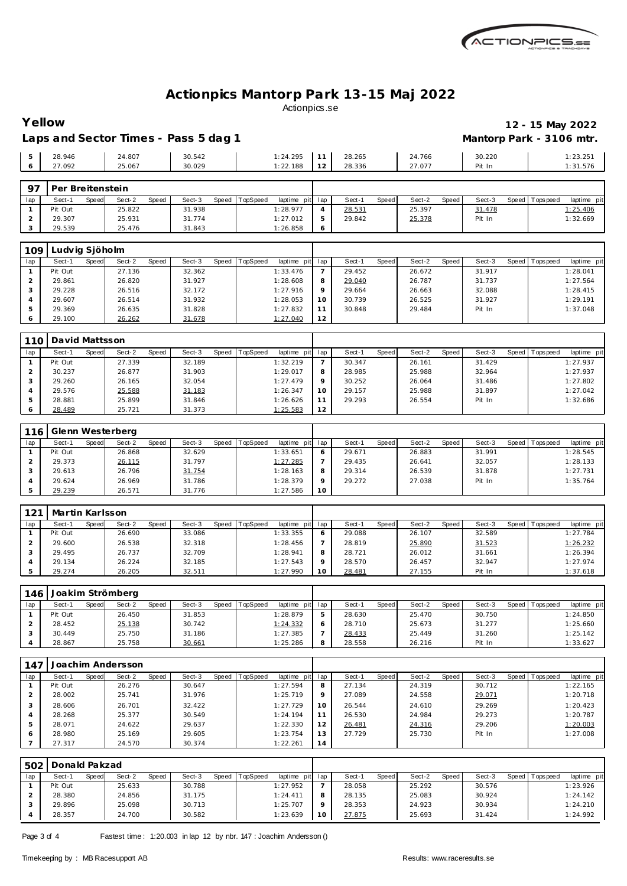# Actionpics Mantorp Park 13-15 Maj 2022

Actionpics.se

**Yellow** **12 - 15 May 2022**

**Laps and Sector Times - Pass 5 dag 1** **Mantorp Park - 3106 mtr.**

| lap | Sect-1 | Speed | Sect-2 | Speed | Sect-3 | Speed | TopSpeed | laptime pit | lap | Sect-1 | Speed | Sect-2 | Speed | Sect-3 | Speed | Topspeed | laptime pit |
|---|---|---|---|---|---|---|---|---|---|---|---|---|---|---|---|---|---|
| 5 | 28.946 | | 24.807 | | 30.542 | | | 1:24.295 | 11 | 28.265 | | 24.766 | | 30.220 | | | 1:23.251 |
| 6 | 27.092 | | 25.067 | | 30.029 | | | 1:22.188 | 12 | 28.336 | | 27.077 | | Pit In | | | 1:31.576 |

## 97 Per Breitenstein

| lap | Sect-1 | Speed | Sect-2 | Speed | Sect-3 | Speed | TopSpeed | laptime pit | lap | Sect-1 | Speed | Sect-2 | Speed | Sect-3 | Speed | Topspeed | laptime pit |
|---|---|---|---|---|---|---|---|---|---|---|---|---|---|---|---|---|---|
| 1 | Pit Out | | 25.822 | | 31.938 | | | 1:28.977 | 4 | 28.531 | | 25.397 | | 31.478 | | | 1:25.406 |
| 2 | 29.307 | | 25.931 | | 31.774 | | | 1:27.012 | 5 | 29.842 | | 25.378 | | Pit In | | | 1:32.669 |
| 3 | 29.539 | | 25.476 | | 31.843 | | | 1:26.858 | 6 | | | | | | | | |

## 109 Ludvig Sjöholm

| lap | Sect-1 | Speed | Sect-2 | Speed | Sect-3 | Speed | TopSpeed | laptime pit | lap | Sect-1 | Speed | Sect-2 | Speed | Sect-3 | Speed | Topspeed | laptime pit |
|---|---|---|---|---|---|---|---|---|---|---|---|---|---|---|---|---|---|
| 1 | Pit Out | | 27.136 | | 32.362 | | | 1:33.476 | 7 | 29.452 | | 26.672 | | 31.917 | | | 1:28.041 |
| 2 | 29.861 | | 26.820 | | 31.927 | | | 1:28.608 | 8 | 29.040 | | 26.787 | | 31.737 | | | 1:27.564 |
| 3 | 29.228 | | 26.516 | | 32.172 | | | 1:27.916 | 9 | 29.664 | | 26.663 | | 32.088 | | | 1:28.415 |
| 4 | 29.607 | | 26.514 | | 31.932 | | | 1:28.053 | 10 | 30.739 | | 26.525 | | 31.927 | | | 1:29.191 |
| 5 | 29.369 | | 26.635 | | 31.828 | | | 1:27.832 | 11 | 30.848 | | 29.484 | | Pit In | | | 1:37.048 |
| 6 | 29.100 | | 26.262 | | 31.678 | | | 1:27.040 | 12 | | | | | | | | |

## 110 David Mattsson

| lap | Sect-1 | Speed | Sect-2 | Speed | Sect-3 | Speed | TopSpeed | laptime pit | lap | Sect-1 | Speed | Sect-2 | Speed | Sect-3 | Speed | Topspeed | laptime pit |
|---|---|---|---|---|---|---|---|---|---|---|---|---|---|---|---|---|---|
| 1 | Pit Out | | 27.339 | | 32.189 | | | 1:32.219 | 7 | 30.347 | | 26.161 | | 31.429 | | | 1:27.937 |
| 2 | 30.237 | | 26.877 | | 31.903 | | | 1:29.017 | 8 | 28.985 | | 25.988 | | 32.964 | | | 1:27.937 |
| 3 | 29.260 | | 26.165 | | 32.054 | | | 1:27.479 | 9 | 30.252 | | 26.064 | | 31.486 | | | 1:27.802 |
| 4 | 29.576 | | 25.588 | | 31.183 | | | 1:26.347 | 10 | 29.157 | | 25.988 | | 31.897 | | | 1:27.042 |
| 5 | 28.881 | | 25.899 | | 31.846 | | | 1:26.626 | 11 | 29.293 | | 26.554 | | Pit In | | | 1:32.686 |
| 6 | 28.489 | | 25.721 | | 31.373 | | | 1:25.583 | 12 | | | | | | | | |

## 116 Glenn Westerberg

| lap | Sect-1 | Speed | Sect-2 | Speed | Sect-3 | Speed | TopSpeed | laptime pit | lap | Sect-1 | Speed | Sect-2 | Speed | Sect-3 | Speed | Topspeed | laptime pit |
|---|---|---|---|---|---|---|---|---|---|---|---|---|---|---|---|---|---|
| 1 | Pit Out | | 26.868 | | 32.629 | | | 1:33.651 | 6 | 29.671 | | 26.883 | | 31.991 | | | 1:28.545 |
| 2 | 29.373 | | 26.115 | | 31.797 | | | 1:27.285 | 7 | 29.435 | | 26.641 | | 32.057 | | | 1:28.133 |
| 3 | 29.613 | | 26.796 | | 31.754 | | | 1:28.163 | 8 | 29.314 | | 26.539 | | 31.878 | | | 1:27.731 |
| 4 | 29.624 | | 26.969 | | 31.786 | | | 1:28.379 | 9 | 29.272 | | 27.038 | | Pit In | | | 1:35.764 |
| 5 | 29.239 | | 26.571 | | 31.776 | | | 1:27.586 | 10 | | | | | | | | |

## 121 Martin Karlsson

| lap | Sect-1 | Speed | Sect-2 | Speed | Sect-3 | Speed | TopSpeed | laptime pit | lap | Sect-1 | Speed | Sect-2 | Speed | Sect-3 | Speed | Topspeed | laptime pit |
|---|---|---|---|---|---|---|---|---|---|---|---|---|---|---|---|---|---|
| 1 | Pit Out | | 26.690 | | 33.086 | | | 1:33.355 | 6 | 29.088 | | 26.107 | | 32.589 | | | 1:27.784 |
| 2 | 29.600 | | 26.538 | | 32.318 | | | 1:28.456 | 7 | 28.819 | | 25.890 | | 31.523 | | | 1:26.232 |
| 3 | 29.495 | | 26.737 | | 32.709 | | | 1:28.941 | 8 | 28.721 | | 26.012 | | 31.661 | | | 1:26.394 |
| 4 | 29.134 | | 26.224 | | 32.185 | | | 1:27.543 | 9 | 28.570 | | 26.457 | | 32.947 | | | 1:27.974 |
| 5 | 29.274 | | 26.205 | | 32.511 | | | 1:27.990 | 10 | 28.481 | | 27.155 | | Pit In | | | 1:37.618 |

## 146 Joakim Strömberg

| lap | Sect-1 | Speed | Sect-2 | Speed | Sect-3 | Speed | TopSpeed | laptime pit | lap | Sect-1 | Speed | Sect-2 | Speed | Sect-3 | Speed | Topspeed | laptime pit |
|---|---|---|---|---|---|---|---|---|---|---|---|---|---|---|---|---|---|
| 1 | Pit Out | | 26.450 | | 31.853 | | | 1:28.879 | 5 | 28.630 | | 25.470 | | 30.750 | | | 1:24.850 |
| 2 | 28.452 | | 25.138 | | 30.742 | | | 1:24.332 | 6 | 28.710 | | 25.673 | | 31.277 | | | 1:25.660 |
| 3 | 30.449 | | 25.750 | | 31.186 | | | 1:27.385 | 7 | 28.433 | | 25.449 | | 31.260 | | | 1:25.142 |
| 4 | 28.867 | | 25.758 | | 30.661 | | | 1:25.286 | 8 | 28.558 | | 26.216 | | Pit In | | | 1:33.627 |

## 147 Joachim Andersson

| lap | Sect-1 | Speed | Sect-2 | Speed | Sect-3 | Speed | TopSpeed | laptime pit | lap | Sect-1 | Speed | Sect-2 | Speed | Sect-3 | Speed | Topspeed | laptime pit |
|---|---|---|---|---|---|---|---|---|---|---|---|---|---|---|---|---|---|
| 1 | Pit Out | | 26.276 | | 30.647 | | | 1:27.594 | 8 | 27.134 | | 24.319 | | 30.712 | | | 1:22.165 |
| 2 | 28.002 | | 25.741 | | 31.976 | | | 1:25.719 | 9 | 27.089 | | 24.558 | | 29.071 | | | 1:20.718 |
| 3 | 28.606 | | 26.701 | | 32.422 | | | 1:27.729 | 10 | 26.544 | | 24.610 | | 29.269 | | | 1:20.423 |
| 4 | 28.268 | | 25.377 | | 30.549 | | | 1:24.194 | 11 | 26.530 | | 24.984 | | 29.273 | | | 1:20.787 |
| 5 | 28.071 | | 24.622 | | 29.637 | | | 1:22.330 | 12 | 26.481 | | 24.316 | | 29.206 | | | 1:20.003 |
| 6 | 28.980 | | 25.169 | | 29.605 | | | 1:23.754 | 13 | 27.729 | | 25.730 | | Pit In | | | 1:27.008 |
| 7 | 27.317 | | 24.570 | | 30.374 | | | 1:22.261 | 14 | | | | | | | | |

## 502 Donald Pakzad

| lap | Sect-1 | Speed | Sect-2 | Speed | Sect-3 | Speed | TopSpeed | laptime pit | lap | Sect-1 | Speed | Sect-2 | Speed | Sect-3 | Speed | Topspeed | laptime pit |
|---|---|---|---|---|---|---|---|---|---|---|---|---|---|---|---|---|---|
| 1 | Pit Out | | 25.633 | | 30.788 | | | 1:27.952 | 7 | 28.058 | | 25.292 | | 30.576 | | | 1:23.926 |
| 2 | 28.380 | | 24.856 | | 31.175 | | | 1:24.411 | 8 | 28.135 | | 25.083 | | 30.924 | | | 1:24.142 |
| 3 | 29.896 | | 25.098 | | 30.713 | | | 1:25.707 | 9 | 28.353 | | 24.923 | | 30.934 | | | 1:24.210 |
| 4 | 28.357 | | 24.700 | | 30.582 | | | 1:23.639 | 10 | 27.875 | | 25.693 | | 31.424 | | | 1:24.992 |

Fastest time : 1:20.003 in lap 12 by nbr. 147 : Joachim Andersson ()

Timekeeping by : MB Racesupport AB Results: www.raceresults.se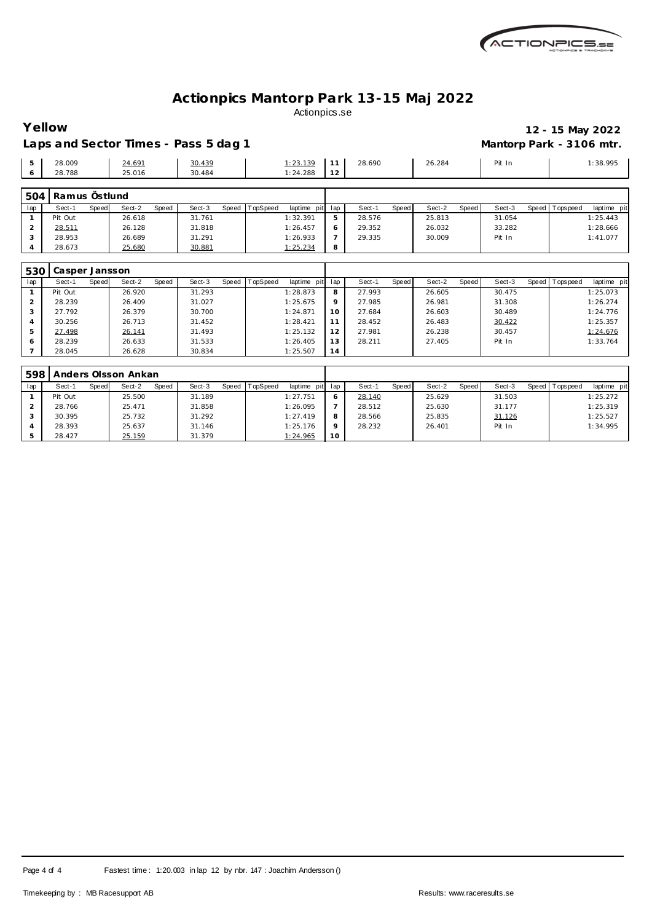# Actionpics Mantorp Park 13-15 Maj 2022

Actionpics.se

**Yellow** **12 - 15 May 2022**

**Laps and Sector Times - Pass 5 dag 1** **Mantorp Park - 3106 mtr.**

| lap | Sect-1 | Speed | Sect-2 | Speed | Sect-3 | Speed | TopSpeed | laptime pit | lap | Sect-1 | Speed | Sect-2 | Speed | Sect-3 | Speed | Topspeed | laptime pit |
|---|---|---|---|---|---|---|---|---|---|---|---|---|---|---|---|---|---|
| 5 | 28.009 | | 24.691 | | 30.439 | | | 1:23.139 | 11 | 28.690 | | 26.284 | | Pit In | | | 1:38.995 |
| 6 | 28.788 | | 25.016 | | 30.484 | | | 1:24.288 | 12 | | | | | | | | |

**504 Ramus Östlund**

| lap | Sect-1 | Speed | Sect-2 | Speed | Sect-3 | Speed | TopSpeed | laptime pit | lap | Sect-1 | Speed | Sect-2 | Speed | Sect-3 | Speed | Topspeed | laptime pit |
|---|---|---|---|---|---|---|---|---|---|---|---|---|---|---|---|---|---|
| 1 | Pit Out | | 26.618 | | 31.761 | | | 1:32.391 | 5 | 28.576 | | 25.813 | | 31.054 | | | 1:25.443 |
| 2 | 28.511 | | 26.128 | | 31.818 | | | 1:26.457 | 6 | 29.352 | | 26.032 | | 33.282 | | | 1:28.666 |
| 3 | 28.953 | | 26.689 | | 31.291 | | | 1:26.933 | 7 | 29.335 | | 30.009 | | Pit In | | | 1:41.077 |
| 4 | 28.673 | | 25.680 | | 30.881 | | | 1:25.234 | 8 | | | | | | | | |

**530 Casper Jansson**

| lap | Sect-1 | Speed | Sect-2 | Speed | Sect-3 | Speed | TopSpeed | laptime pit | lap | Sect-1 | Speed | Sect-2 | Speed | Sect-3 | Speed | Topspeed | laptime pit |
|---|---|---|---|---|---|---|---|---|---|---|---|---|---|---|---|---|---|
| 1 | Pit Out | | 26.920 | | 31.293 | | | 1:28.873 | 8 | 27.993 | | 26.605 | | 30.475 | | | 1:25.073 |
| 2 | 28.239 | | 26.409 | | 31.027 | | | 1:25.675 | 9 | 27.985 | | 26.981 | | 31.308 | | | 1:26.274 |
| 3 | 27.792 | | 26.379 | | 30.700 | | | 1:24.871 | 10 | 27.684 | | 26.603 | | 30.489 | | | 1:24.776 |
| 4 | 30.256 | | 26.713 | | 31.452 | | | 1:28.421 | 11 | 28.452 | | 26.483 | | 30.422 | | | 1:25.357 |
| 5 | 27.498 | | 26.141 | | 31.493 | | | 1:25.132 | 12 | 27.981 | | 26.238 | | 30.457 | | | 1:24.676 |
| 6 | 28.239 | | 26.633 | | 31.533 | | | 1:26.405 | 13 | 28.211 | | 27.405 | | Pit In | | | 1:33.764 |
| 7 | 28.045 | | 26.628 | | 30.834 | | | 1:25.507 | 14 | | | | | | | | |

**598 Anders Olsson Ankan**

| lap | Sect-1 | Speed | Sect-2 | Speed | Sect-3 | Speed | TopSpeed | laptime pit | lap | Sect-1 | Speed | Sect-2 | Speed | Sect-3 | Speed | Topspeed | laptime pit |
|---|---|---|---|---|---|---|---|---|---|---|---|---|---|---|---|---|---|
| 1 | Pit Out | | 25.500 | | 31.189 | | | 1:27.751 | 6 | 28.140 | | 25.629 | | 31.503 | | | 1:25.272 |
| 2 | 28.766 | | 25.471 | | 31.858 | | | 1:26.095 | 7 | 28.512 | | 25.630 | | 31.177 | | | 1:25.319 |
| 3 | 30.395 | | 25.732 | | 31.292 | | | 1:27.419 | 8 | 28.566 | | 25.835 | | 31.126 | | | 1:25.527 |
| 4 | 28.393 | | 25.637 | | 31.146 | | | 1:25.176 | 9 | 28.232 | | 26.401 | | Pit In | | | 1:34.995 |
| 5 | 28.427 | | 25.159 | | 31.379 | | | 1:24.965 | 10 | | | | | | | | |

Fastest time : 1:20.003 in lap 12 by nbr. 147 : Joachim Andersson ()

Timekeeping by : MB Racesupport AB

Results: www.raceresults.se